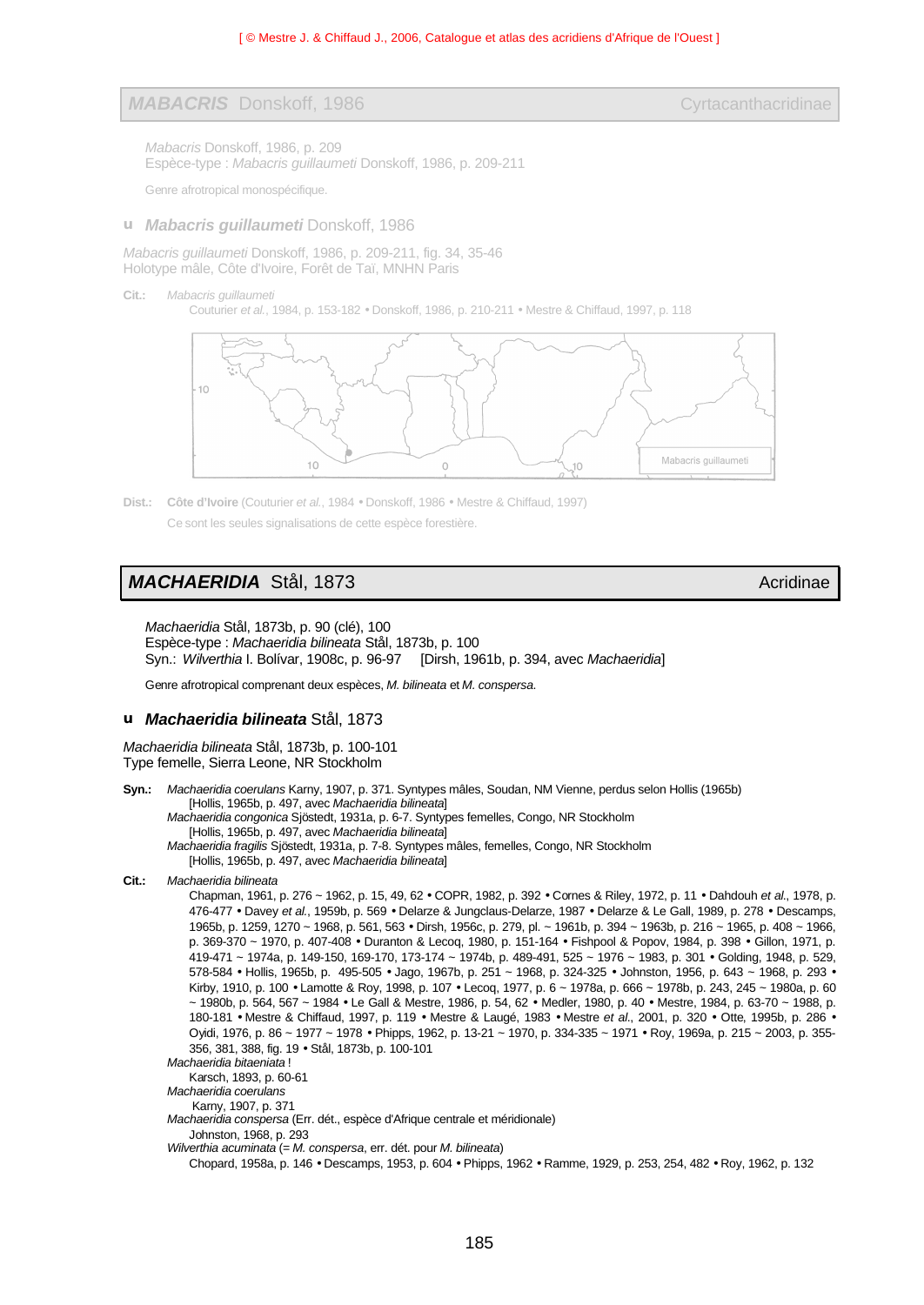[ © Mestre J. & Chiffaud J., 2006, Catalogue et atlas des acridiens d'Afrique de l'Ouest ]

## *MABACRIS* Donskoff, 1986 — Cyrtacanthacridinae

*Mabacris* Donskoff, 1986, p. 209
Espèce-type : *Mabacris guillaumeti* Donskoff, 1986, p. 209-211

Genre afrotropical monospécifique.

### u *Mabacris guillaumeti* Donskoff, 1986

*Mabacris guillaumeti* Donskoff, 1986, p. 209-211, fig. 34, 35-46
Holotype mâle, Côte d'Ivoire, Forêt de Taï, MNHN Paris

**Cit.:** *Mabacris guillaumeti*
Couturier *et al.*, 1984, p. 153-182 • Donskoff, 1986, p. 210-211 • Mestre & Chiffaud, 1997, p. 118

10 — 10 — 0 — 10 — Mabacris guillaumeti

**Dist.:** **Côte d'Ivoire** (Couturier *et al.*, 1984 • Donskoff, 1986 • Mestre & Chiffaud, 1997)
Ce sont les seules signalisations de cette espèce forestière.

## *MACHAERIDIA* Stål, 1873 — Acridinae

*Machaeridia* Stål, 1873b, p. 90 (clé), 100
Espèce-type : *Machaeridia bilineata* Stål, 1873b, p. 100
Syn.: *Wilverthia* I. Bolívar, 1908c, p. 96-97 [Dirsh, 1961b, p. 394, avec *Machaeridia*]

Genre afrotropical comprenant deux espèces, *M. bilineata* et *M. conspersa*.

### u *Machaeridia bilineata* Stål, 1873

*Machaeridia bilineata* Stål, 1873b, p. 100-101
Type femelle, Sierra Leone, NR Stockholm

**Syn.:** *Machaeridia coerulans* Karny, 1907, p. 371. Syntypes mâles, Soudan, NM Vienne, perdus selon Hollis (1965b)
[Hollis, 1965b, p. 497, avec *Machaeridia bilineata*]
*Machaeridia congonica* Sjöstedt, 1931a, p. 6-7. Syntypes femelles, Congo, NR Stockholm
[Hollis, 1965b, p. 497, avec *Machaeridia bilineata*]
*Machaeridia fragilis* Sjöstedt, 1931a, p. 7-8. Syntypes mâles, femelles, Congo, NR Stockholm
[Hollis, 1965b, p. 497, avec *Machaeridia bilineata*]

**Cit.:** *Machaeridia bilineata*
Chapman, 1961, p. 276 ~ 1962, p. 15, 49, 62 • COPR, 1982, p. 392 • Cornes & Riley, 1972, p. 11 • Dahdouh *et al.*, 1978, p. 476-477 • Davey *et al.*, 1959b, p. 569 • Delarze & Jungclaus-Delarze, 1987 • Delarze & Le Gall, 1989, p. 278 • Descamps, 1965b, p. 1259, 1270 ~ 1968, p. 561, 563 • Dirsh, 1956c, p. 279, pl. ~ 1961b, p. 394 ~ 1963b, p. 216 ~ 1965, p. 408 ~ 1966, p. 369-370 ~ 1970, p. 407-408 • Duranton & Lecoq, 1980, p. 151-164 • Fishpool & Popov, 1984, p. 398 • Gillon, 1971, p. 419-471 ~ 1974a, p. 149-150, 169-170, 173-174 ~ 1974b, p. 489-491, 525 ~ 1976 ~ 1983, p. 301 • Golding, 1948, p. 529, 578-584 • Hollis, 1965b, p. 495-505 • Jago, 1967b, p. 251 ~ 1968, p. 324-325 • Johnston, 1956, p. 643 ~ 1968, p. 293 • Kirby, 1910, p. 100 • Lamotte & Roy, 1998, p. 107 • Lecoq, 1977, p. 6 ~ 1978a, p. 666 ~ 1978b, p. 243, 245 ~ 1980a, p. 60 ~ 1980b, p. 564, 567 ~ 1984 • Le Gall & Mestre, 1986, p. 54, 62 • Medler, 1980, p. 40 • Mestre, 1984, p. 63-70 ~ 1988, p. 180-181 • Mestre & Chiffaud, 1997, p. 119 • Mestre & Laugé, 1983 • Mestre *et al.*, 2001, p. 320 • Otte, 1995b, p. 286 • Oyidi, 1976, p. 86 ~ 1977 ~ 1978 • Phipps, 1962, p. 13-21 ~ 1970, p. 334-335 ~ 1971 • Roy, 1969a, p. 215 ~ 2003, p. 355-356, 381, 388, fig. 19 • Stål, 1873b, p. 100-101
*Machaeridia bitaeniata* !
Karsch, 1893, p. 60-61
*Machaeridia coerulans*
Karny, 1907, p. 371
*Machaeridia conspersa* (Err. dét., espèce d'Afrique centrale et méridionale)
Johnston, 1968, p. 293
*Wilverthia acuminata* (= *M. conspersa*, err. dét. pour *M. bilineata*)
Chopard, 1958a, p. 146 • Descamps, 1953, p. 604 • Phipps, 1962 • Ramme, 1929, p. 253, 254, 482 • Roy, 1962, p. 132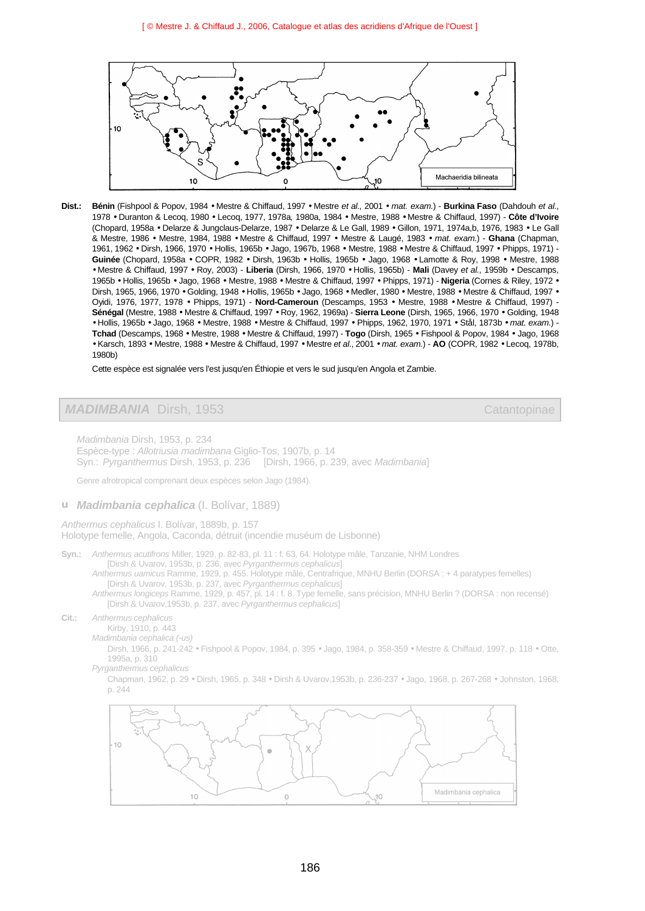10

10 0 10

Machaeridia bilineata

**Dist.:** **Bénin** (Fishpool & Popov, 1984 • Mestre & Chiffaud, 1997 • Mestre *et al.*, 2001 • *mat. exam.*) - **Burkina Faso** (Dahdouh *et al.*, 1978 • Duranton & Lecoq, 1980 • Lecoq, 1977, 1978a, 1980a, 1984 • Mestre, 1988 • Mestre & Chiffaud, 1997) - **Côte d'Ivoire** (Chopard, 1958a • Delarze & Jungclaus-Delarze, 1987 • Delarze & Le Gall, 1989 • Gillon, 1971, 1974a,b, 1976, 1983 • Le Gall & Mestre, 1986 • Mestre, 1984, 1988 • Mestre & Chiffaud, 1997 • Mestre & Laugé, 1983 • *mat. exam.*) - **Ghana** (Chapman, 1961, 1962 • Dirsh, 1966, 1970 • Hollis, 1965b • Jago, 1967b, 1968 • Mestre, 1988 • Mestre & Chiffaud, 1997 • Phipps, 1971) - **Guinée** (Chopard, 1958a • COPR, 1982 • Dirsh, 1963b • Hollis, 1965b • Jago, 1968 • Lamotte & Roy, 1998 • Mestre, 1988 • Mestre & Chiffaud, 1997 • Roy, 2003) - **Liberia** (Dirsh, 1966, 1970 • Hollis, 1965b) - **Mali** (Davey *et al.*, 1959b • Descamps, 1965b • Hollis, 1965b • Jago, 1968 • Mestre, 1988 • Mestre & Chiffaud, 1997 • Phipps, 1971) - **Nigeria** (Cornes & Riley, 1972 • Dirsh, 1965, 1966, 1970 • Golding, 1948 • Hollis, 1965b • Jago, 1968 • Medler, 1980 • Mestre, 1988 • Mestre & Chiffaud, 1997 • Oyidi, 1976, 1977, 1978 • Phipps, 1971) - **Nord-Cameroun** (Descamps, 1953 • Mestre, 1988 • Mestre & Chiffaud, 1997) - **Sénégal** (Mestre, 1988 • Mestre & Chiffaud, 1997 • Roy, 1962, 1969a) - **Sierra Leone** (Dirsh, 1965, 1966, 1970 • Golding, 1948 • Hollis, 1965b • Jago, 1968 • Mestre, 1988 • Mestre & Chiffaud, 1997 • Phipps, 1962, 1970, 1971 • Stål, 1873b • *mat. exam.*) - **Tchad** (Descamps, 1968 • Mestre, 1988 • Mestre & Chiffaud, 1997) - **Togo** (Dirsh, 1965 • Fishpool & Popov, 1984 • Jago, 1968 • Karsch, 1893 • Mestre, 1988 • Mestre & Chiffaud, 1997 • Mestre *et al.*, 2001 • *mat. exam.*) - **AO** (COPR, 1982 • Lecoq, 1978b, 1980b)

Cette espèce est signalée vers l'est jusqu'en Éthiopie et vers le sud jusqu'en Angola et Zambie.

## *MADIMBANIA* Dirsh, 1953 — Catantopinae

*Madimbania* Dirsh, 1953, p. 234
Espèce-type : *Allotriusia madimbana* Giglio-Tos, 1907b, p. 14
Syn.: *Pyrganthermus* Dirsh, 1953, p. 236 [Dirsh, 1966, p. 239, avec *Madimbania*]

Genre afrotropical comprenant deux espèces selon Jago (1984).

### *Madimbania cephalica* (I. Bolívar, 1889)

*Anthermus cephalicus* I. Bolívar, 1889b, p. 157
Holotype femelle, Angola, Caconda, détruit (incendie muséum de Lisbonne)

**Syn.:** *Anthermus acutifrons* Miller, 1929, p. 82-83, pl. 11 : f. 63, 64. Holotype mâle, Tanzanie, NHM Londres
[Dirsh & Uvarov, 1953b, p. 236, avec *Pyrganthermus cephalicus*]
*Anthermus uamicus* Ramme, 1929, p. 455. Holotype mâle, Centrafrique, MNHU Berlin (DORSA : + 4 paratypes femelles)
[Dirsh & Uvarov, 1953b, p. 237, avec *Pyrganthermus cephalicus*]
*Anthermus longiceps* Ramme, 1929, p. 457, pl. 14 : f. 8. Type femelle, sans précision, MNHU Berlin ? (DORSA : non recensé)
[Dirsh & Uvarov,1953b, p. 237, avec *Pyrganthermus cephalicus*]

**Cit.:** *Anthermus cephalicus*
Kirby, 1910, p. 443
*Madimbania cephalica (-us)*
Dirsh, 1966, p. 241-242 • Fishpool & Popov, 1984, p. 395 • Jago, 1984, p. 358-359 • Mestre & Chiffaud, 1997, p. 118 • Otte, 1995a, p. 310
*Pyrganthermus cephalicus*
Chapman, 1962, p. 29 • Dirsh, 1965, p. 348 • Dirsh & Uvarov,1953b, p. 236-237 • Jago, 1968, p. 267-268 • Johnston, 1968, p. 244

10

X

10 0 10

Madimbania cephalica